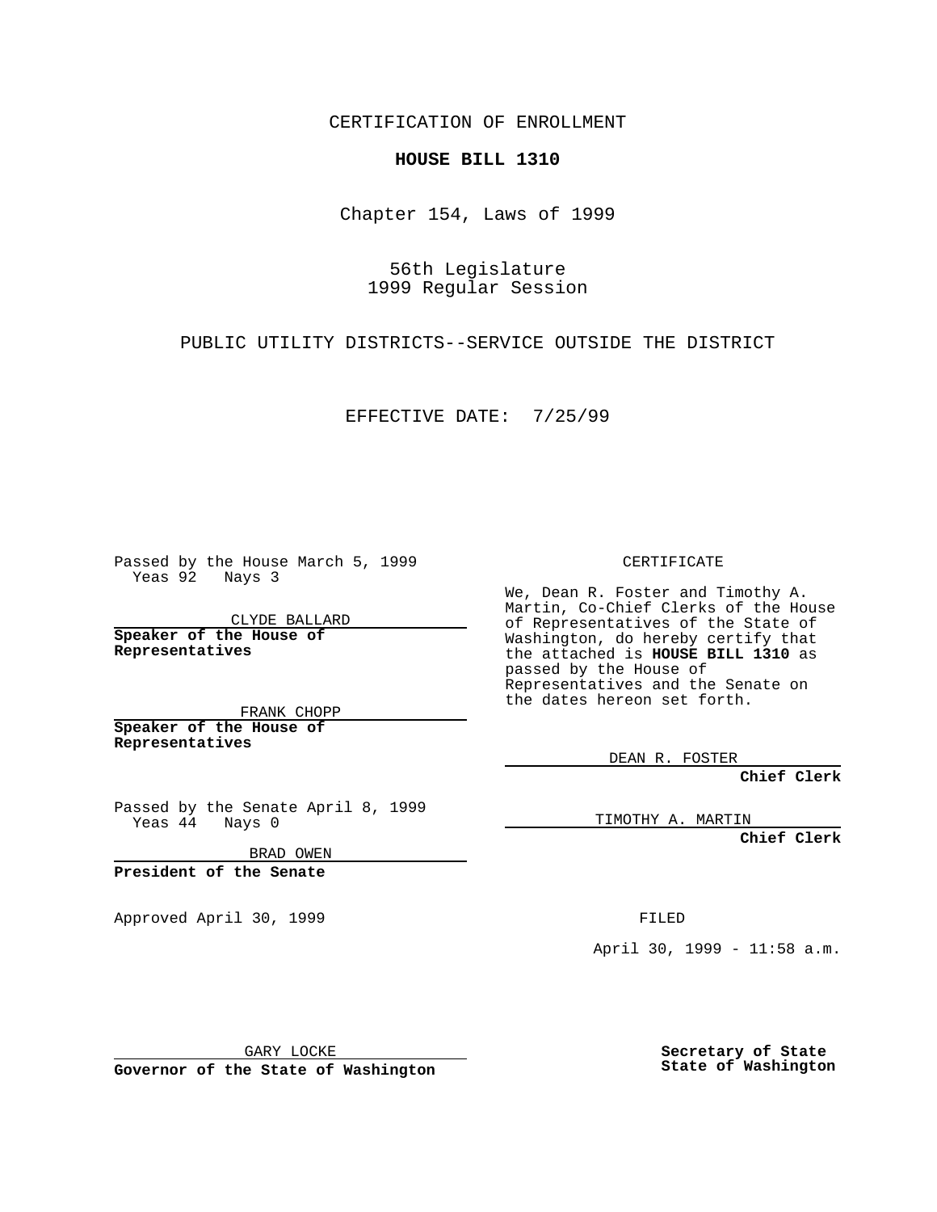CERTIFICATION OF ENROLLMENT

**HOUSE BILL 1310**

Chapter 154, Laws of 1999

56th Legislature
1999 Regular Session

PUBLIC UTILITY DISTRICTS--SERVICE OUTSIDE THE DISTRICT

EFFECTIVE DATE: 7/25/99

Passed by the House March 5, 1999
Yeas 92 Nays 3

CLYDE BALLARD

**Speaker of the House of Representatives**

FRANK CHOPP

**Speaker of the House of Representatives**

Passed by the Senate April 8, 1999
Yeas 44 Nays 0

BRAD OWEN

**President of the Senate**

Approved April 30, 1999

GARY LOCKE

**Governor of the State of Washington**

CERTIFICATE

We, Dean R. Foster and Timothy A. Martin, Co-Chief Clerks of the House of Representatives of the State of Washington, do hereby certify that the attached is **HOUSE BILL 1310** as passed by the House of Representatives and the Senate on the dates hereon set forth.

DEAN R. FOSTER

**Chief Clerk**

TIMOTHY A. MARTIN

**Chief Clerk**

FILED

April 30, 1999 - 11:58 a.m.

**Secretary of State**
**State of Washington**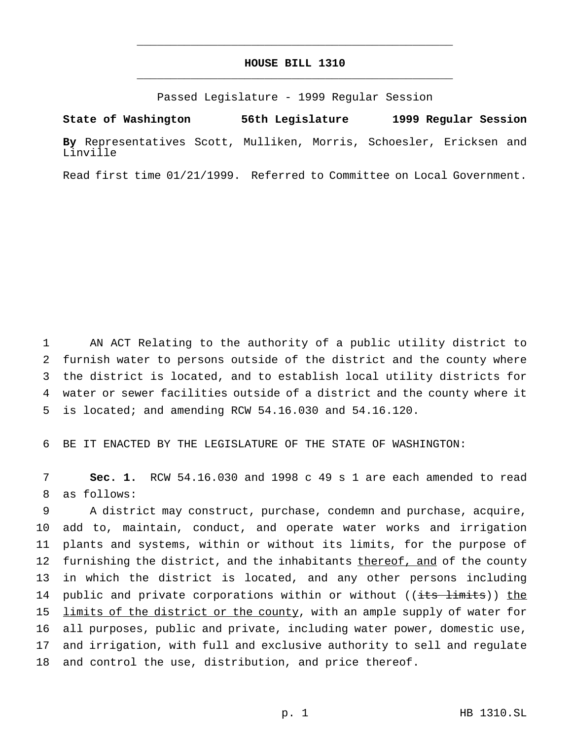# HOUSE BILL 1310

Passed Legislature - 1999 Regular Session

**State of Washington 56th Legislature 1999 Regular Session**

**By** Representatives Scott, Mulliken, Morris, Schoesler, Ericksen and Linville

Read first time 01/21/1999. Referred to Committee on Local Government.

AN ACT Relating to the authority of a public utility district to furnish water to persons outside of the district and the county where the district is located, and to establish local utility districts for water or sewer facilities outside of a district and the county where it is located; and amending RCW 54.16.030 and 54.16.120.

BE IT ENACTED BY THE LEGISLATURE OF THE STATE OF WASHINGTON:

**Sec. 1.** RCW 54.16.030 and 1998 c 49 s 1 are each amended to read as follows:

A district may construct, purchase, condemn and purchase, acquire, add to, maintain, conduct, and operate water works and irrigation plants and systems, within or without its limits, for the purpose of furnishing the district, and the inhabitants <u>thereof, and</u> of the county in which the district is located, and any other persons including public and private corporations within or without ((~~its limits~~)) <u>the limits of the district or the county</u>, with an ample supply of water for all purposes, public and private, including water power, domestic use, and irrigation, with full and exclusive authority to sell and regulate and control the use, distribution, and price thereof.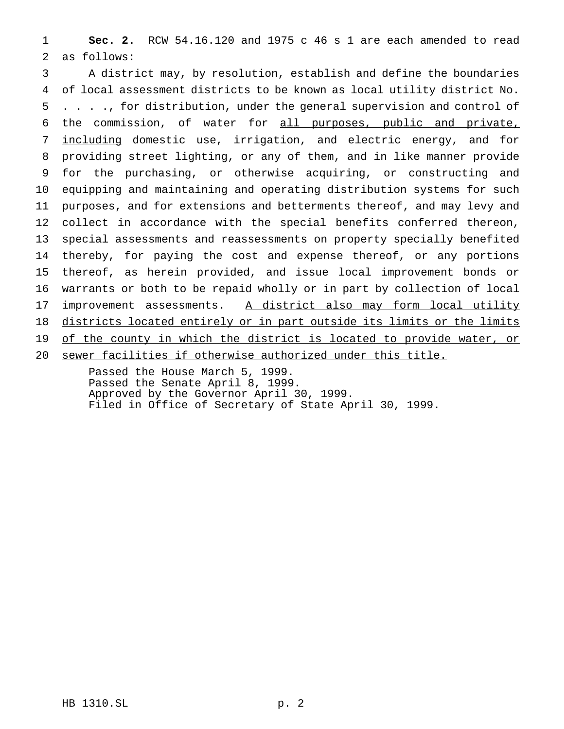**Sec. 2.** RCW 54.16.120 and 1975 c 46 s 1 are each amended to read as follows:

A district may, by resolution, establish and define the boundaries of local assessment districts to be known as local utility district No. . . . ., for distribution, under the general supervision and control of the commission, of water for <u>all purposes, public and private, including</u> domestic use, irrigation, and electric energy, and for providing street lighting, or any of them, and in like manner provide for the purchasing, or otherwise acquiring, or constructing and equipping and maintaining and operating distribution systems for such purposes, and for extensions and betterments thereof, and may levy and collect in accordance with the special benefits conferred thereon, special assessments and reassessments on property specially benefited thereby, for paying the cost and expense thereof, or any portions thereof, as herein provided, and issue local improvement bonds or warrants or both to be repaid wholly or in part by collection of local improvement assessments. <u>A district also may form local utility districts located entirely or in part outside its limits or the limits of the county in which the district is located to provide water, or sewer facilities if otherwise authorized under this title.</u>

Passed the House March 5, 1999.
Passed the Senate April 8, 1999.
Approved by the Governor April 30, 1999.
Filed in Office of Secretary of State April 30, 1999.